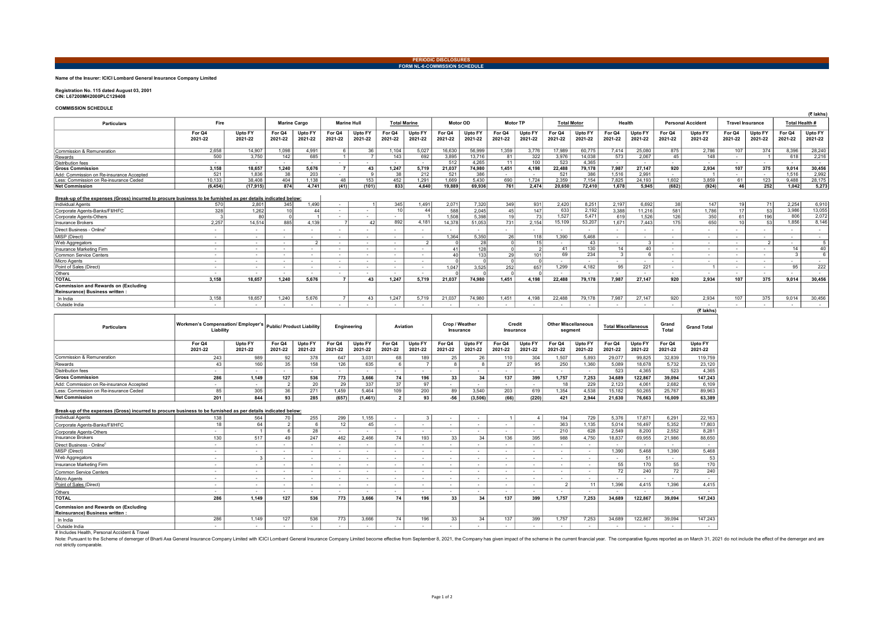**PERIODIC DISCLOSURES**

**FORM NL-6-COMMISSION SCHEDULE**

**Name of the Insurer: ICICI Lombard General Insurance Company Limited**

**Registration No. 115 dated August 03, 2001**
**CIN: L67200MH2000PLC129408**

**COMMISSION SCHEDULE**

(₹ lakhs)

| Particulars | Fire | | Marine Cargo | | Marine Hull | | Total Marine | | Motor OD | | Motor TP | | Total Motor | | Health | | Personal Accident | | Travel Insurance | | Total Health # | |
|---|---|---|---|---|---|---|---|---|---|---|---|---|---|---|---|---|---|---|---|---|---|---|
| | For Q4 2021-22 | Upto FY 2021-22 | For Q4 2021-22 | Upto FY 2021-22 | For Q4 2021-22 | Upto FY 2021-22 | For Q4 2021-22 | Upto FY 2021-22 | For Q4 2021-22 | Upto FY 2021-22 | For Q4 2021-22 | Upto FY 2021-22 | For Q4 2021-22 | Upto FY 2021-22 | For Q4 2021-22 | Upto FY 2021-22 | For Q4 2021-22 | Upto FY 2021-22 | For Q4 2021-22 | Upto FY 2021-22 | For Q4 2021-22 | Upto FY 2021-22 |
| Commission & Remuneration | 2,658 | 14,907 | 1,098 | 4,991 | 6 | 36 | 1,104 | 5,027 | 16,630 | 56,999 | 1,359 | 3,776 | 17,989 | 60,775 | 7,414 | 25,080 | 875 | 2,786 | 107 | 374 | 8,396 | 28,240 |
| Rewards | 500 | 3,750 | 142 | 685 | 1 | 7 | 143 | 692 | 3,895 | 13,716 | 81 | 322 | 3,976 | 14,038 | 573 | 2,067 | 45 | 148 | - | 1 | 618 | 2,216 |
| Distribution fees | - | - | - | - | - | - | - | - | 512 | 4,265 | 11 | 100 | 523 | 4,365 | - | - | - | - | - | - | - | - |
| **Gross Commission** | **3,158** | **18,657** | **1,240** | **5,676** | **7** | **43** | **1,247** | **5,719** | **21,037** | **74,980** | **1,451** | **4,198** | **22,488** | **79,178** | **7,987** | **27,147** | **920** | **2,934** | **107** | **375** | **9,014** | **30,456** |
| Add: Commission on Re-insurance Accepted | 521 | 1,836 | 38 | 203 | - | 9 | 38 | 212 | 521 | 386 | - | - | 521 | 386 | 1,516 | 2,991 | - | 1 | - | - | 1,516 | 2,992 |
| Less: Commission on Re-insurance Ceded | 10,133 | 38,408 | 404 | 1,138 | 48 | 153 | 452 | 1,291 | 1,669 | 5,430 | 690 | 1,724 | 2,359 | 7,154 | 7,825 | 24,193 | 1,602 | 3,859 | 61 | 123 | 9,488 | 28,175 |
| **Net Commission** | **(6,454)** | **(17,915)** | **874** | **4,741** | **(41)** | **(101)** | **833** | **4,640** | **19,889** | **69,936** | **761** | **2,474** | **20,650** | **72,410** | **1,678** | **5,945** | **(682)** | **(924)** | **46** | **252** | **1,042** | **5,273** |

**Break-up of the expenses (Gross) incurred to procure business to be furnished as per details indicated below:**

| Particulars | Fire | | Marine Cargo | | Marine Hull | | Total Marine | | Motor OD | | Motor TP | | Total Motor | | Health | | Personal Accident | | Travel Insurance | | Total Health # | |
|---|---|---|---|---|---|---|---|---|---|---|---|---|---|---|---|---|---|---|---|---|---|---|
| Individual Agents | 570 | 2,801 | 345 | 1,490 | - | 1 | 345 | 1,491 | 2,071 | 7,320 | 349 | 931 | 2,420 | 8,251 | 2,197 | 6,692 | 38 | 147 | 19 | 71 | 2,254 | 6,910 |
| Corporate Agents-Banks/FII/HFC | 328 | 1,262 | 10 | 44 | - | - | 10 | 44 | 588 | 2,045 | 45 | 147 | 633 | 2,192 | 3,388 | 11,216 | 581 | 1,786 | 17 | 53 | 3,986 | 13,055 |
| Corporate Agents-Others | 3 | 80 | 0 | 1 | - | - | - | 1 | 1,508 | 5,398 | 19 | 73 | 1,527 | 5,471 | 619 | 1,526 | 126 | 350 | 61 | 196 | 806 | 2,072 |
| Insurance Brokers | 2,257 | 14,514 | 885 | 4,139 | 7 | 42 | 892 | 4,181 | 14,378 | 51,053 | 731 | 2,154 | 15,109 | 53,207 | 1,671 | 7,443 | 175 | 650 | 10 | 53 | 1,856 | 8,146 |
| Direct Business - Online[£] | - | - | - | - | - | - | - | - | - | - | - | - | - | - | - | - | - | - | - | - | - | - |
| MISP (Direct) | - | - | - | - | - | - | - | - | 1,364 | 5,350 | 26 | 118 | 1,390 | 5,468 | - | - | - | - | - | - | - | - |
| Web Aggregators | - | - | - | 2 | - | - | - | 2 | 0 | 28 | 0 | 15 | - | 43 | - | 3 | - | - | - | 2 | - | 5 |
| Insurance Marketing Firm | - | - | - | - | - | - | - | - | 41 | 128 | 0 | 2 | 41 | 130 | 14 | 40 | - | - | - | - | 14 | 40 |
| Common Service Centers | - | - | - | - | - | - | - | - | 40 | 133 | 29 | 101 | 69 | 234 | 3 | 6 | - | - | - | - | 3 | 6 |
| Micro Agents | - | - | - | - | - | - | - | - | 0 | 0 | 0 | 0 | - | - | - | - | - | - | - | - | - | - |
| Point of Sales (Direct) | - | - | - | - | - | - | - | - | 1,047 | 3,525 | 252 | 657 | 1,299 | 4,182 | 95 | 221 | - | 1 | - | - | 95 | 222 |
| Others | - | - | - | - | - | - | - | - | 0 | 0 | 0 | 0 | - | - | - | - | - | - | - | - | - | - |
| **TOTAL** | **3,158** | **18,657** | **1,240** | **5,676** | **7** | **43** | **1,247** | **5,719** | **21,037** | **74,980** | **1,451** | **4,198** | **22,488** | **79,178** | **7,987** | **27,147** | **920** | **2,934** | **107** | **375** | **9,014** | **30,456** |
| **Commission and Rewards on (Excluding Reinsurance) Business written :** | | | | | | | | | | | | | | | | | | | | | | |
| In India | 3,158 | 18,657 | 1,240 | 5,676 | 7 | 43 | 1,247 | 5,719 | 21,037 | 74,980 | 1,451 | 4,198 | 22,488 | 79,178 | 7,987 | 27,147 | 920 | 2,934 | 107 | 375 | 9,014 | 30,456 |
| Outside India | - | - | - | - | - | - | - | - | - | - | - | - | - | - | - | - | - | - | - | - | - | - |

(₹ lakhs)

| Particulars | Workmen's Compensation/ Employer's Liability | | Public/ Product Liability | | Engineering | | Aviation | | Crop / Weather Insurance | | Credit Insurance | | Other Miscellaneous segment | | Total Miscellaneous | | Grand Total | Grand Total |
|---|---|---|---|---|---|---|---|---|---|---|---|---|---|---|---|---|---|---|
| | For Q4 2021-22 | Upto FY 2021-22 | For Q4 2021-22 | Upto FY 2021-22 | For Q4 2021-22 | Upto FY 2021-22 | For Q4 2021-22 | Upto FY 2021-22 | For Q4 2021-22 | Upto FY 2021-22 | For Q4 2021-22 | Upto FY 2021-22 | For Q4 2021-22 | Upto FY 2021-22 | For Q4 2021-22 | Upto FY 2021-22 | For Q4 2021-22 | Upto FY 2021-22 |
| Commission & Remuneration | 243 | 989 | 92 | 378 | 647 | 3,031 | 68 | 189 | 25 | 26 | 110 | 304 | 1,507 | 5,893 | 29,077 | 99,825 | 32,839 | 119,759 |
| Rewards | 43 | 160 | 35 | 158 | 126 | 635 | 6 | 7 | 8 | 8 | 27 | 95 | 250 | 1,360 | 5,089 | 18,678 | 5,732 | 23,120 |
| Distribution fees | - | - | - | - | - | - | - | - | - | - | - | - | - | - | 523 | 4,365 | 523 | 4,365 |
| **Gross Commission** | **286** | **1,149** | **127** | **536** | **773** | **3,666** | **74** | **196** | **33** | **34** | **137** | **399** | **1,757** | **7,253** | **34,689** | **122,867** | **39,094** | **147,243** |
| Add: Commission on Re-insurance Accepted | - | - | 2 | 20 | 29 | 337 | 37 | 97 | - | - | - | - | 18 | 229 | 2,123 | 4,061 | 2,682 | 6,109 |
| Less: Commission on Re-insurance Ceded | 85 | 305 | 36 | 271 | 1,459 | 5,464 | 109 | 200 | 89 | 3,540 | 203 | 619 | 1,354 | 4,538 | 15,182 | 50,265 | 25,767 | 89,963 |
| **Net Commission** | **201** | **844** | **93** | **285** | **(657)** | **(1,461)** | **2** | **93** | **-56** | **(3,506)** | **(66)** | **(220)** | **421** | **2,944** | **21,630** | **76,663** | **16,009** | **63,389** |

**Break-up of the expenses (Gross) incurred to procure business to be furnished as per details indicated below:**

| Particulars | Workmen's Compensation/ Employer's Liability | | Public/ Product Liability | | Engineering | | Aviation | | Crop / Weather Insurance | | Credit Insurance | | Other Miscellaneous segment | | Total Miscellaneous | | Grand Total | Grand Total |
|---|---|---|---|---|---|---|---|---|---|---|---|---|---|---|---|---|---|---|
| Individual Agents | 138 | 564 | 70 | 255 | 299 | 1,155 | - | 3 | - | - | 1 | 4 | 194 | 729 | 5,376 | 17,871 | 6,291 | 22,163 |
| Corporate Agents-Banks/FII/HFC | 18 | 64 | 2 | 6 | 12 | 45 | - | - | - | - | - | - | 363 | 1,135 | 5,014 | 16,497 | 5,352 | 17,803 |
| Corporate Agents-Others | - | 1 | 6 | 28 | - | - | - | - | - | - | - | - | 210 | 628 | 2,549 | 8,200 | 2,552 | 8,281 |
| Insurance Brokers | 130 | 517 | 49 | 247 | 462 | 2,466 | 74 | 193 | 33 | 34 | 136 | 395 | 988 | 4,750 | 18,837 | 69,955 | 21,986 | 88,650 |
| Direct Business - Online[£] | - | - | - | - | - | - | - | - | - | - | - | - | - | - | - | - | - | - |
| MISP (Direct) | - | - | - | - | - | - | - | - | - | - | - | - | - | - | 1,390 | 5,468 | 1,390 | 5,468 |
| Web Aggregators | - | 3 | - | - | - | - | - | - | - | - | - | - | - | - | - | 51 | - | 53 |
| Insurance Marketing Firm | - | - | - | - | - | - | - | - | - | - | - | - | - | - | 55 | 170 | 55 | 170 |
| Common Service Centers | - | - | - | - | - | - | - | - | - | - | - | - | - | - | 72 | 240 | 72 | 240 |
| Micro Agents | - | - | - | - | - | - | - | - | - | - | - | - | - | - | - | - | - | - |
| Point of Sales (Direct) | - | - | - | - | - | - | - | - | - | - | - | - | 2 | 11 | 1,396 | 4,415 | 1,396 | 4,415 |
| Others | - | - | - | - | - | - | - | - | - | - | - | - | - | - | - | - | - | - |
| **TOTAL** | **286** | **1,149** | **127** | **536** | **773** | **3,666** | **74** | **196** | **33** | **34** | **137** | **399** | **1,757** | **7,253** | **34,689** | **122,867** | **39,094** | **147,243** |
| **Commission and Rewards on (Excluding Reinsurance) Business written :** | | | | | | | | | | | | | | | | | | |
| In India | 286 | 1,149 | 127 | 536 | 773 | 3,666 | 74 | 196 | 33 | 34 | 137 | 399 | 1,757 | 7,253 | 34,689 | 122,867 | 39,094 | 147,243 |
| Outside India | - | - | - | - | - | - | - | - | - | - | - | - | - | - | - | - | - | - |

\# Includes Health, Personal Accident & Travel

Note: Pursuant to the Scheme of demerger of Bharti Axa General Insurance Company Limited with ICICI Lombard General Insurance Company Limited become effective from September 8, 2021, the Company has given impact of the scheme in the current financial year. The comparative figures reported as on March 31, 2021 do not include the effect of the demerger and are not strictly comparable.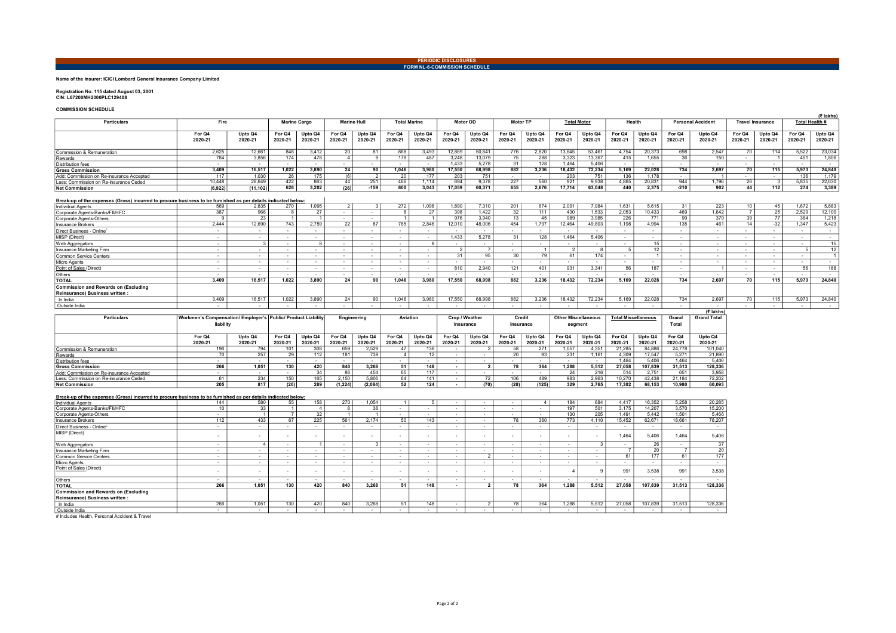**PERIODIC DISCLOSURES**
**FORM NL-6-COMMISSION SCHEDULE**

**Name of the Insurer: ICICI Lombard General Insurance Company Limited**

**Registration No. 115 dated August 03, 2001**
**CIN: L67200MH2000PLC129408**

**COMMISSION SCHEDULE**

(₹ lakhs)

| Particulars | Fire | | Marine Cargo | | Marine Hull | | Total Marine | | Motor OD | | Motor TP | | Total Motor | | Health | | Personal Accident | | Travel Insurance | | Total Health # | |
|---|---|---|---|---|---|---|---|---|---|---|---|---|---|---|---|---|---|---|---|---|---|---|
| | For Q4 2020-21 | Upto Q4 2020-21 | For Q4 2020-21 | Upto Q4 2020-21 | For Q4 2020-21 | Upto Q4 2020-21 | For Q4 2020-21 | Upto Q4 2020-21 | For Q4 2020-21 | Upto Q4 2020-21 | For Q4 2020-21 | Upto Q4 2020-21 | For Q4 2020-21 | Upto Q4 2020-21 | For Q4 2020-21 | Upto Q4 2020-21 | For Q4 2020-21 | Upto Q4 2020-21 | For Q4 2020-21 | Upto Q4 2020-21 | For Q4 2020-21 | Upto Q4 2020-21 |
| Commission & Remuneration | 2,625 | 12,661 | 848 | 3,412 | 20 | 81 | 868 | 3,493 | 12,869 | 50,641 | 776 | 2,820 | 13,645 | 53,461 | 4,754 | 20,373 | 698 | 2,547 | 70 | 114 | 5,522 | 23,034 |
| Rewards | 784 | 3,856 | 174 | 478 | 4 | 9 | 178 | 487 | 3,248 | 13,079 | 75 | 288 | 3,323 | 13,367 | 415 | 1,655 | 36 | 150 | - | 1 | 451 | 1,806 |
| Distribution fees | - | - | - | - | - | - | - | - | 1,433 | 5,278 | 31 | 128 | 1,464 | 5,406 | - | - | - | - | - | - | - | - |
| **Gross Commission** | **3,409** | **16,517** | **1,022** | **3,890** | **24** | **90** | **1,046** | **3,980** | **17,550** | **68,998** | **882** | **3,236** | **18,432** | **72,234** | **5,169** | **22,028** | **734** | **2,697** | **70** | **115** | **5,973** | **24,840** |
| Add: Commission on Re-insurance Accepted | 117 | 1,030 | 26 | 175 | (6) | 2 | 20 | 177 | 203 | 751 | - | - | 203 | 751 | 136 | 1,178 | - | 1 | - | - | 136 | 1,179 |
| Less: Commission on Re-insurance Ceded | 10,448 | 28,649 | 422 | 863 | 44 | 251 | 466 | 1,114 | 694 | 9,378 | 227 | 560 | 921 | 9,938 | 4,865 | 20,831 | 944 | 1,796 | 26 | 3 | 5,835 | 22,630 |
| **Net Commission** | **(6,922)** | **(11,102)** | **626** | **3,202** | **(26)** | **-159** | **600** | **3,043** | **17,059** | **60,371** | **655** | **2,676** | **17,714** | **63,048** | **440** | **2,375** | **-210** | **902** | **44** | **112** | **274** | **3,389** |
| **Break-up of the expenses (Gross) incurred to procure business to be furnished as per details indicated below:** | | | | | | | | | | | | | | | | | | | | | | |
| Individual Agents | 569 | 2,835 | 270 | 1,095 | 2 | 3 | 272 | 1,098 | 1,890 | 7,310 | 201 | 674 | 2,091 | 7,984 | 1,631 | 5,615 | 31 | 223 | 10 | 45 | 1,672 | 5,883 |
| Corporate Agents-Banks/FII/HFC | 387 | 966 | 8 | 27 | - | - | 8 | 27 | 398 | 1,422 | 32 | 111 | 430 | 1,533 | 2,053 | 10,433 | 469 | 1,642 | 7 | 25 | 2,529 | 12,100 |
| Corporate Agents-Others | 9 | 23 | 1 | 1 | - | - | 1 | 1 | 976 | 3,940 | 13 | 45 | 989 | 3,985 | 226 | 771 | 99 | 370 | 39 | 77 | 364 | 1,218 |
| Insurance Brokers | 2,444 | 12,690 | 743 | 2,759 | 22 | 87 | 765 | 2,846 | 12,010 | 48,006 | 454 | 1,797 | 12,464 | 49,803 | 1,198 | 4,994 | 135 | 461 | 14 | -32 | 1,347 | 5,423 |
| Direct Business - Online[c] | - | - | - | - | - | - | - | - | - | - | - | - | - | - | - | - | - | - | - | - | - | - |
| MISP (Direct) | - | - | - | - | - | - | - | - | 1,433 | 5,278 | 31 | 128 | 1,464 | 5,406 | - | - | - | - | - | - | - | - |
| Web Aggregators | - | 3 | - | 8 | - | - | - | 8 | - | - | - | - | - | - | - | 15 | - | - | - | - | - | 15 |
| Insurance Marketing Firm | - | - | - | - | - | - | - | - | 2 | 7 | - | 1 | 2 | 8 | 5 | 12 | - | - | - | - | 5 | 12 |
| Common Service Centers | - | - | - | - | - | - | - | - | 31 | 95 | 30 | 79 | 61 | 174 | - | 1 | - | - | - | - | - | 1 |
| Micro Agents | - | - | - | - | - | - | - | - | - | - | - | - | - | - | - | - | - | - | - | - | - | - |
| Point of Sales (Direct) | - | - | - | - | - | - | - | - | 810 | 2,940 | 121 | 401 | 931 | 3,341 | 56 | 187 | - | 1 | - | - | 56 | 188 |
| Others | - | - | - | - | - | - | - | - | - | - | - | - | - | - | - | - | - | - | - | - | - | - |
| **TOTAL** | **3,409** | **16,517** | **1,022** | **3,890** | **24** | **90** | **1,046** | **3,980** | **17,550** | **68,998** | **882** | **3,236** | **18,432** | **72,234** | **5,169** | **22,028** | **734** | **2,697** | **70** | **115** | **5,973** | **24,840** |
| **Commission and Rewards on (Excluding Reinsurance) Business written :** | | | | | | | | | | | | | | | | | | | | | | |
| In India | 3,409 | 16,517 | 1,022 | 3,890 | 24 | 90 | 1,046 | 3,980 | 17,550 | 68,998 | 882 | 3,236 | 18,432 | 72,234 | 5,169 | 22,028 | 734 | 2,697 | 70 | 115 | 5,973 | 24,840 |
| Outside India | - | - | - | - | - | - | - | - | - | - | - | - | - | - | - | - | - | - | - | - | - | - |

(₹ lakhs)

| Particulars | Workmen's Compensation/ Employer's liability | | Public/ Product Liability | | Engineering | | Aviation | | Crop / Weather Insurance | | Credit Insurance | | Other Miscellaneous segment | | Total Miscellaneous | | Grand Total | Grand Total |
|---|---|---|---|---|---|---|---|---|---|---|---|---|---|---|---|---|---|---|
| | For Q4 2020-21 | Upto Q4 2020-21 | For Q4 2020-21 | Upto Q4 2020-21 | For Q4 2020-21 | Upto Q4 2020-21 | For Q4 2020-21 | Upto Q4 2020-21 | For Q4 2020-21 | Upto Q4 2020-21 | For Q4 2020-21 | Upto Q4 2020-21 | For Q4 2020-21 | Upto Q4 2020-21 | For Q4 2020-21 | Upto Q4 2020-21 | For Q4 2020-21 | Upto Q4 2020-21 |
| Commission & Remuneration | 196 | 794 | 101 | 308 | 659 | 2,529 | 47 | 136 | - | 2 | 58 | 271 | 1,057 | 4,351 | 21,285 | 84,886 | 24,778 | 101,040 |
| Rewards | 70 | 257 | 29 | 112 | 181 | 739 | 4 | 12 | - | - | 20 | 93 | 231 | 1,161 | 4,309 | 17,547 | 5,271 | 21,890 |
| Distribution fees | - | - | - | - | - | - | - | - | - | - | - | - | - | - | 1,464 | 5,406 | 1,464 | 5,406 |
| **Gross Commission** | **266** | **1,051** | **130** | **420** | **840** | **3,268** | **51** | **148** | **-** | **2** | **78** | **364** | **1,288** | **5,512** | **27,058** | **107,839** | **31,513** | **128,336** |
| Add: Commission on Re-insurance Accepted | - | - | - | 34 | 86 | 454 | 65 | 117 | - | - | - | - | 24 | 216 | 514 | 2,751 | 651 | 3,958 |
| Less: Commission on Re-insurance Ceded | 61 | 234 | 150 | 165 | 2,150 | 5,806 | 64 | 141 | - | 72 | 106 | 489 | 983 | 2,963 | 10,270 | 42,438 | 21,184 | 72,202 |
| **Net Commission** | **205** | **817** | **(20)** | **289** | **(1,224)** | **(2,084)** | **52** | **124** | **-** | **(70)** | **(28)** | **(125)** | **329** | **2,765** | **17,302** | **68,153** | **10,980** | **60,093** |
| **Break-up of the expenses (Gross) incurred to procure business to be furnished as per details indicated below:** | | | | | | | | | | | | | | | | | | |
| Individual Agents | 144 | 580 | 55 | 158 | 270 | 1,054 | 1 | 5 | - | - | - | 4 | 184 | 684 | 4,417 | 16,352 | 5,258 | 20,285 |
| Corporate Agents-Banks/FII/HFC | 10 | 33 | 1 | 4 | 8 | 36 | - | - | - | - | - | - | 197 | 501 | 3,175 | 14,207 | 3,570 | 15,200 |
| Corporate Agents-Others | - | 1 | 7 | 32 | 1 | 1 | - | - | - | - | - | - | 130 | 205 | 1,491 | 5,442 | 1,501 | 5,466 |
| Insurance Brokers | 112 | 433 | 67 | 225 | 561 | 2,174 | 50 | 143 | - | - | 78 | 360 | 773 | 4,110 | 15,452 | 62,671 | 18,661 | 78,207 |
| Direct Business - Online[c] | - | - | - | - | - | - | - | - | - | - | - | - | - | - | - | - | - | - |
| MISP (Direct) | - | - | - | - | - | - | - | - | - | - | - | - | - | - | 1,464 | 5,406 | 1,464 | 5,406 |
| Web Aggregators | - | 4 | - | 1 | - | 3 | - | - | - | - | - | - | - | 3 | - | 26 | - | 37 |
| Insurance Marketing Firm | - | - | - | - | - | - | - | - | - | - | - | - | - | - | 7 | 20 | 7 | 20 |
| Common Service Centers | - | - | - | - | - | - | - | - | - | 2 | - | - | - | - | 61 | 177 | 61 | 177 |
| Micro Agents | - | - | - | - | - | - | - | - | - | - | - | - | - | - | - | - | - | - |
| Point of Sales (Direct) | - | - | - | - | - | - | - | - | - | - | - | - | 4 | 9 | 991 | 3,538 | 991 | 3,538 |
| Others | - | - | - | - | - | - | - | - | - | - | - | - | - | - | - | - | - | - |
| **TOTAL** | **266** | **1,051** | **130** | **420** | **840** | **3,268** | **51** | **148** | **-** | **2** | **78** | **364** | **1,288** | **5,512** | **27,058** | **107,839** | **31,513** | **128,336** |
| **Commission and Rewards on (Excluding Reinsurance) Business written :** | | | | | | | | | | | | | | | | | | |
| In India | 266 | 1,051 | 130 | 420 | 840 | 3,268 | 51 | 148 | - | 2 | 78 | 364 | 1,288 | 5,512 | 27,058 | 107,839 | 31,513 | 128,336 |
| Outside India | - | - | - | - | - | - | - | - | - | - | - | - | - | - | - | - | - | - |

# Includes Health, Personal Accident & Travel